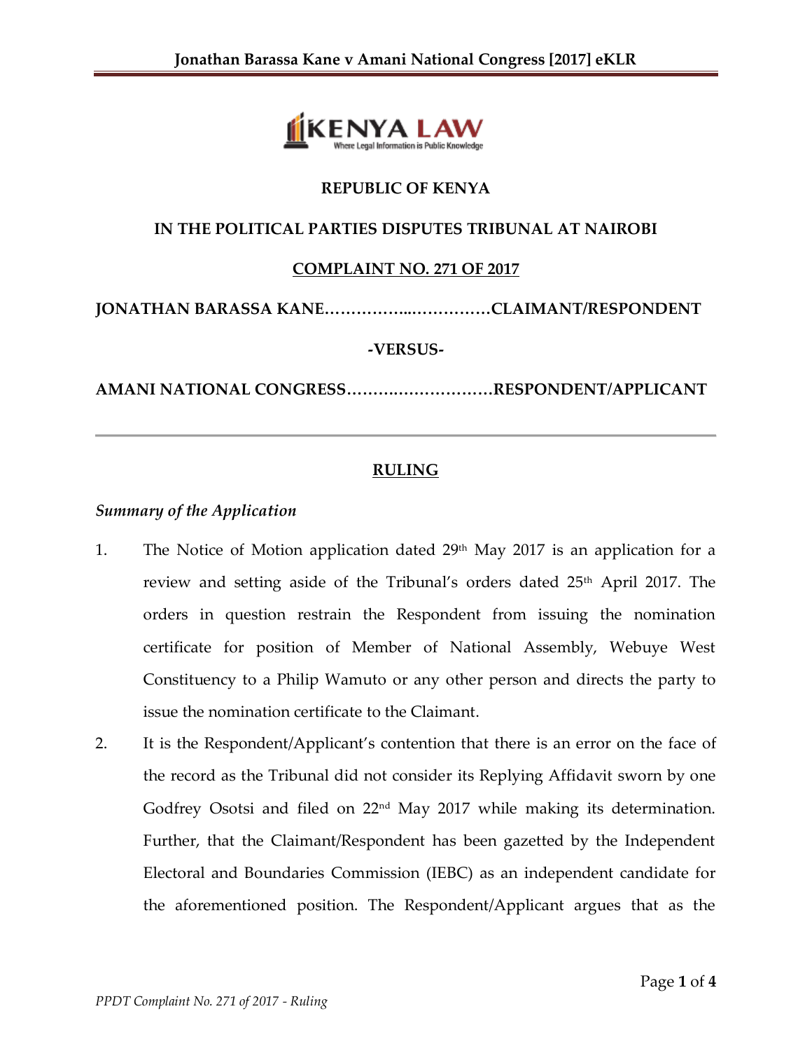**REPUBLIC OF KENYA**

**IN THE POLITICAL PARTIES DISPUTES TRIBUNAL AT NAIROBI**

**COMPLAINT NO. 271 OF 2017**

**JONATHAN BARASSA KANE……………...……………CLAIMANT/RESPONDENT**

**-VERSUS-**

**AMANI NATIONAL CONGRESS……….………………RESPONDENT/APPLICANT**

---

**RULING**

*Summary of the Application*

1. The Notice of Motion application dated 29th May 2017 is an application for a review and setting aside of the Tribunal's orders dated 25th April 2017. The orders in question restrain the Respondent from issuing the nomination certificate for position of Member of National Assembly, Webuye West Constituency to a Philip Wamuto or any other person and directs the party to issue the nomination certificate to the Claimant.

2. It is the Respondent/Applicant's contention that there is an error on the face of the record as the Tribunal did not consider its Replying Affidavit sworn by one Godfrey Osotsi and filed on 22nd May 2017 while making its determination. Further, that the Claimant/Respondent has been gazetted by the Independent Electoral and Boundaries Commission (IEBC) as an independent candidate for the aforementioned position. The Respondent/Applicant argues that as the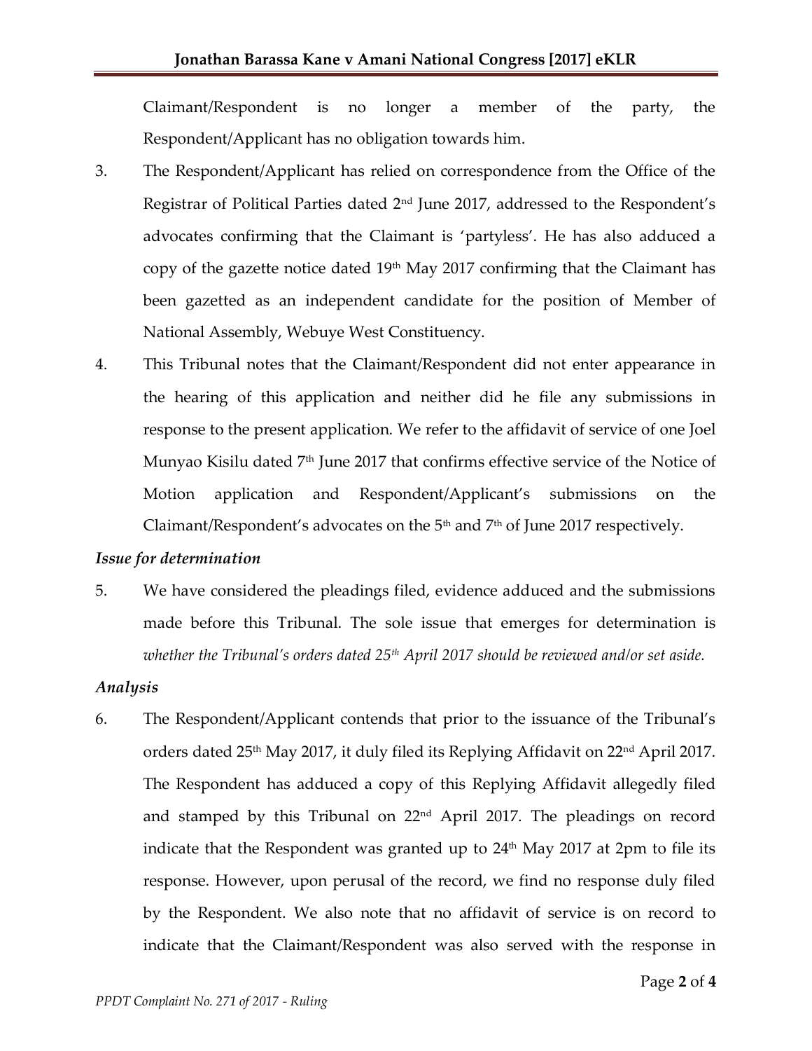Claimant/Respondent is no longer a member of the party, the Respondent/Applicant has no obligation towards him.

3. The Respondent/Applicant has relied on correspondence from the Office of the Registrar of Political Parties dated 2nd June 2017, addressed to the Respondent's advocates confirming that the Claimant is 'partyless'. He has also adduced a copy of the gazette notice dated 19th May 2017 confirming that the Claimant has been gazetted as an independent candidate for the position of Member of National Assembly, Webuye West Constituency.

4. This Tribunal notes that the Claimant/Respondent did not enter appearance in the hearing of this application and neither did he file any submissions in response to the present application. We refer to the affidavit of service of one Joel Munyao Kisilu dated 7th June 2017 that confirms effective service of the Notice of Motion application and Respondent/Applicant's submissions on the Claimant/Respondent's advocates on the 5th and 7th of June 2017 respectively.

### *Issue for determination*

5. We have considered the pleadings filed, evidence adduced and the submissions made before this Tribunal. The sole issue that emerges for determination is *whether the Tribunal's orders dated 25th April 2017 should be reviewed and/or set aside.*

### *Analysis*

6. The Respondent/Applicant contends that prior to the issuance of the Tribunal's orders dated 25th May 2017, it duly filed its Replying Affidavit on 22nd April 2017. The Respondent has adduced a copy of this Replying Affidavit allegedly filed and stamped by this Tribunal on 22nd April 2017. The pleadings on record indicate that the Respondent was granted up to 24th May 2017 at 2pm to file its response. However, upon perusal of the record, we find no response duly filed by the Respondent. We also note that no affidavit of service is on record to indicate that the Claimant/Respondent was also served with the response in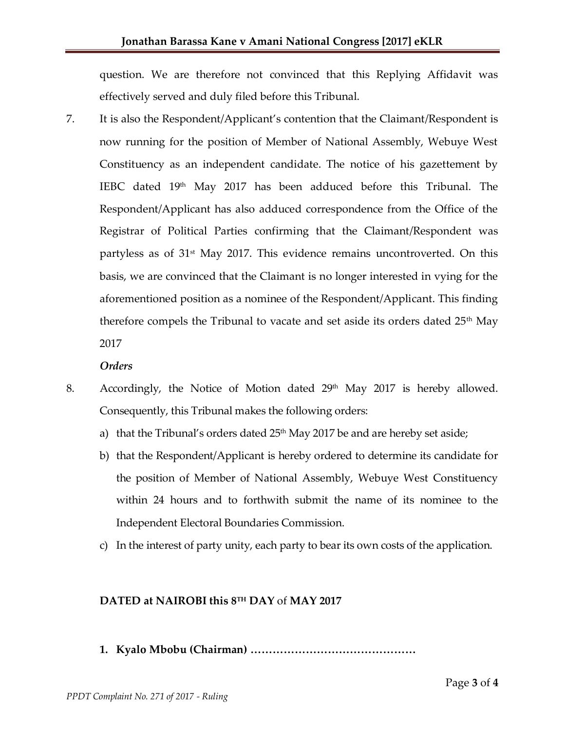question. We are therefore not convinced that this Replying Affidavit was effectively served and duly filed before this Tribunal.

7. It is also the Respondent/Applicant's contention that the Claimant/Respondent is now running for the position of Member of National Assembly, Webuye West Constituency as an independent candidate. The notice of his gazettement by IEBC dated 19th May 2017 has been adduced before this Tribunal. The Respondent/Applicant has also adduced correspondence from the Office of the Registrar of Political Parties confirming that the Claimant/Respondent was partyless as of 31st May 2017. This evidence remains uncontroverted. On this basis, we are convinced that the Claimant is no longer interested in vying for the aforementioned position as a nominee of the Respondent/Applicant. This finding therefore compels the Tribunal to vacate and set aside its orders dated 25th May 2017

***Orders***

8. Accordingly, the Notice of Motion dated 29th May 2017 is hereby allowed. Consequently, this Tribunal makes the following orders:
   a) that the Tribunal's orders dated 25th May 2017 be and are hereby set aside;
   b) that the Respondent/Applicant is hereby ordered to determine its candidate for the position of Member of National Assembly, Webuye West Constituency within 24 hours and to forthwith submit the name of its nominee to the Independent Electoral Boundaries Commission.
   c) In the interest of party unity, each party to bear its own costs of the application.

**DATED at NAIROBI this 8TH DAY** of **MAY 2017**

1. **Kyalo Mbobu (Chairman) ………………………………………**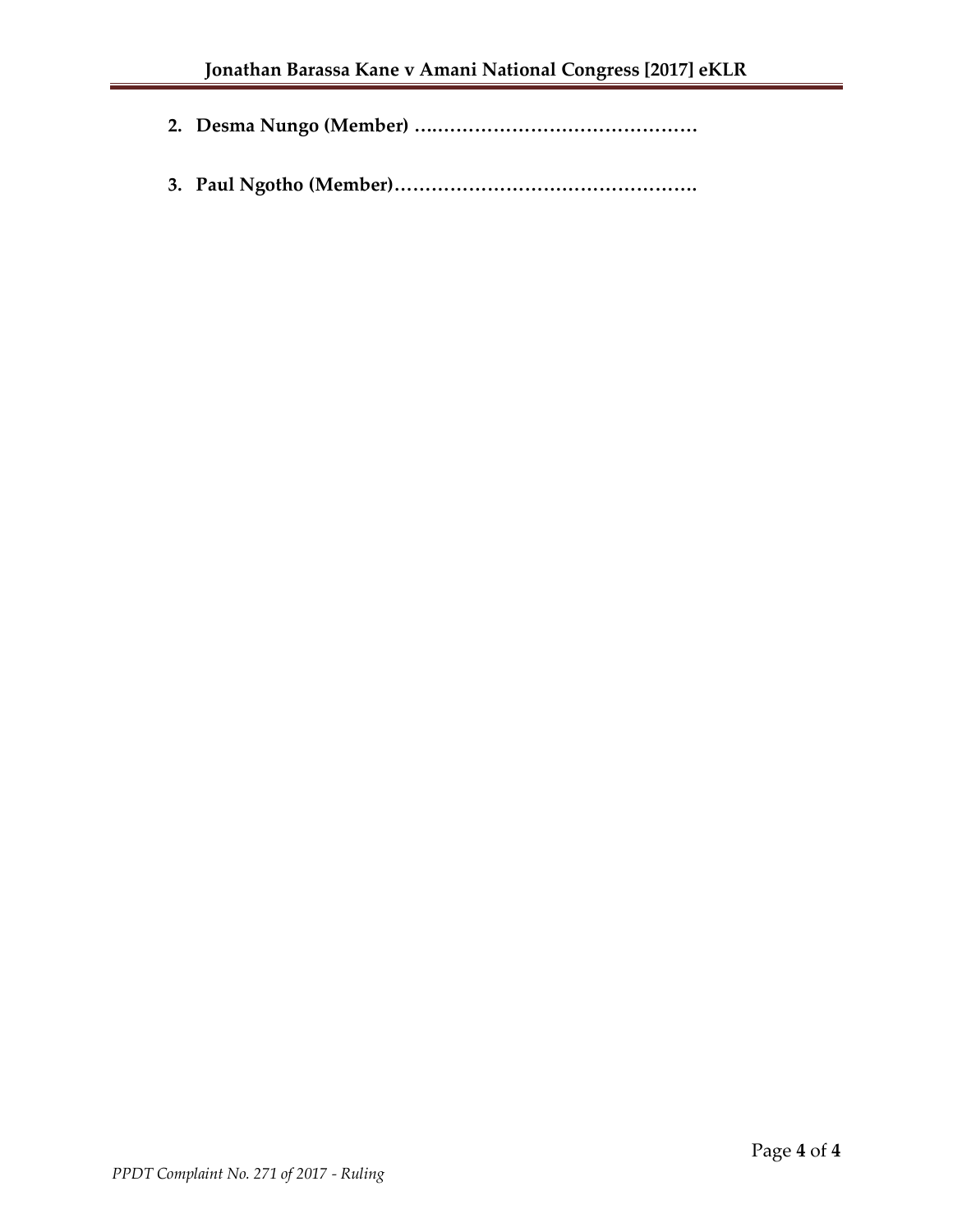2. **Desma Nungo (Member) …..……………………………………**

3. **Paul Ngotho (Member)………………………………………….**